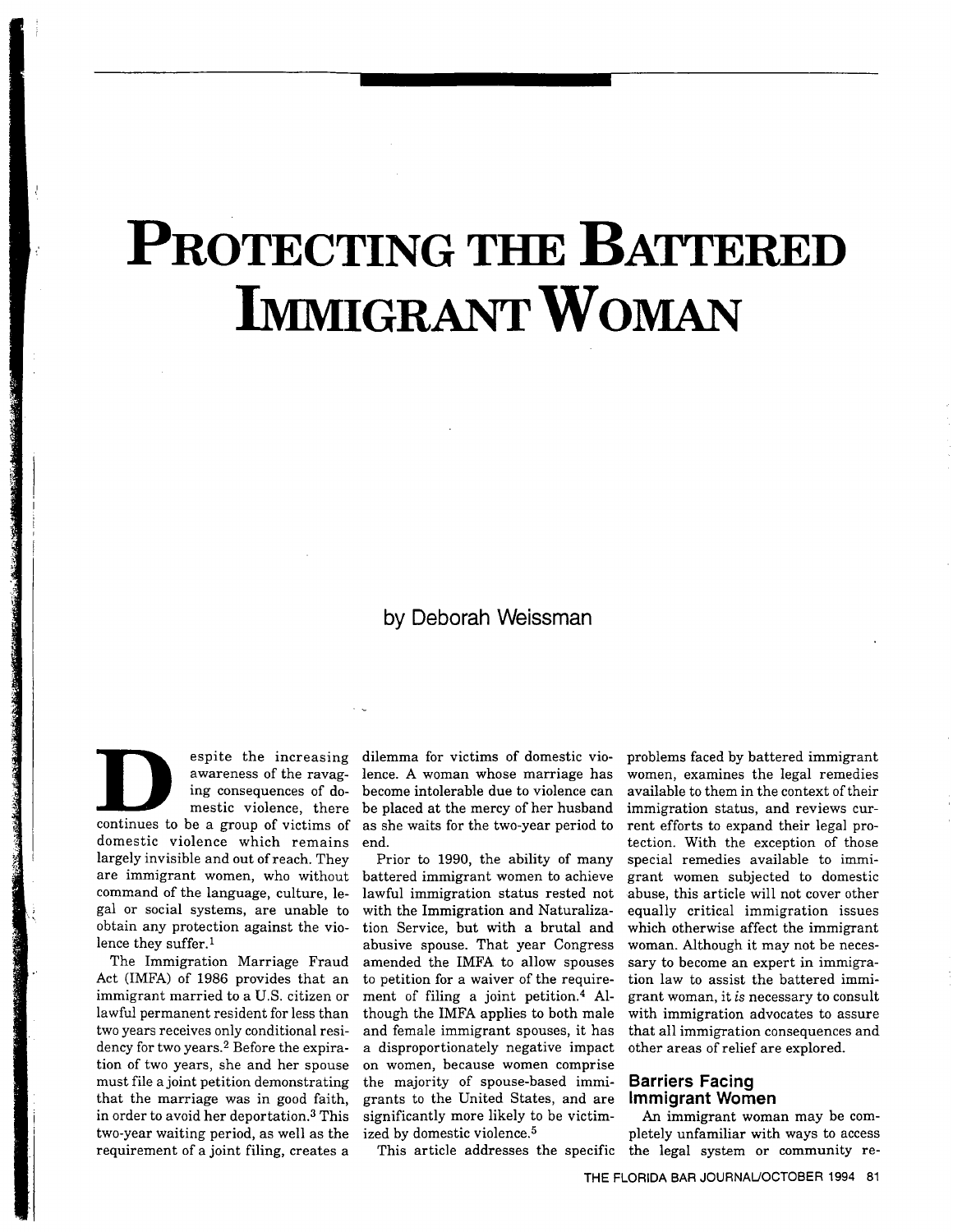# Protecting the Battered Immigrant Woman

by Deborah Weissman

Despite the increasing awareness of the ravaging consequences of domestic violence, there continues to be a group of victims of domestic violence which remains largely invisible and out of reach. They are immigrant women, who without command of the language, culture, legal or social systems, are unable to obtain any protection against the violence they suffer.[1]

The Immigration Marriage Fraud Act (IMFA) of 1986 provides that an immigrant married to a U.S. citizen or lawful permanent resident for less than two years receives only conditional residency for two years.[2] Before the expiration of two years, she and her spouse must file a joint petition demonstrating that the marriage was in good faith, in order to avoid her deportation.[3] This two-year waiting period, as well as the requirement of a joint filing, creates a dilemma for victims of domestic violence. A woman whose marriage has become intolerable due to violence can be placed at the mercy of her husband as she waits for the two-year period to end.

Prior to 1990, the ability of many battered immigrant women to achieve lawful immigration status rested not with the Immigration and Naturalization Service, but with a brutal and abusive spouse. That year Congress amended the IMFA to allow spouses to petition for a waiver of the requirement of filing a joint petition.[4] Although the IMFA applies to both male and female immigrant spouses, it has a disproportionately negative impact on women, because women comprise the majority of spouse-based immigrants to the United States, and are significantly more likely to be victimized by domestic violence.[5]

This article addresses the specific problems faced by battered immigrant women, examines the legal remedies available to them in the context of their immigration status, and reviews current efforts to expand their legal protection. With the exception of those special remedies available to immigrant women subjected to domestic abuse, this article will not cover other equally critical immigration issues which otherwise affect the immigrant woman. Although it may not be necessary to become an expert in immigration law to assist the battered immigrant woman, it *is* necessary to consult with immigration advocates to assure that all immigration consequences and other areas of relief are explored.

## Barriers Facing Immigrant Women

An immigrant woman may be completely unfamiliar with ways to access the legal system or community re-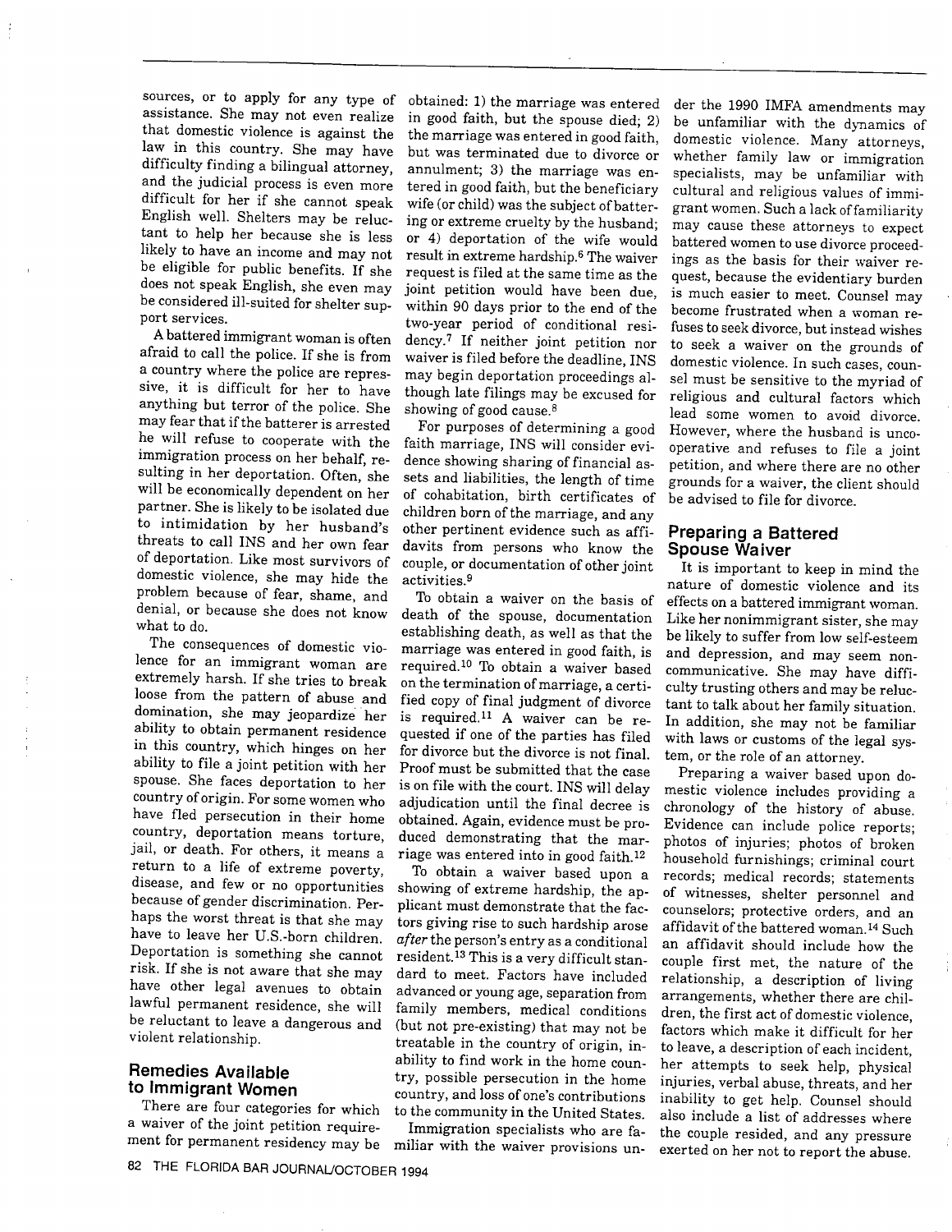sources, or to apply for any type of assistance. She may not even realize that domestic violence is against the law in this country. She may have difficulty finding a bilingual attorney, and the judicial process is even more difficult for her if she cannot speak English well. Shelters may be reluctant to help her because she is less likely to have an income and may not be eligible for public benefits. If she does not speak English, she even may be considered ill-suited for shelter support services.

A battered immigrant woman is often afraid to call the police. If she is from a country where the police are repressive, it is difficult for her to have anything but terror of the police. She may fear that if the batterer is arrested he will refuse to cooperate with the immigration process on her behalf, resulting in her deportation. Often, she will be economically dependent on her partner. She is likely to be isolated due to intimidation by her husband's threats to call INS and her own fear of deportation. Like most survivors of domestic violence, she may hide the problem because of fear, shame, and denial, or because she does not know what to do.

The consequences of domestic violence for an immigrant woman are extremely harsh. If she tries to break loose from the pattern of abuse and domination, she may jeopardize her ability to obtain permanent residence in this country, which hinges on her ability to file a joint petition with her spouse. She faces deportation to her country of origin. For some women who have fled persecution in their home country, deportation means torture, jail, or death. For others, it means a return to a life of extreme poverty, disease, and few or no opportunities because of gender discrimination. Perhaps the worst threat is that she may have to leave her U.S.-born children. Deportation is something she cannot risk. If she is not aware that she may have other legal avenues to obtain lawful permanent residence, she will be reluctant to leave a dangerous and violent relationship.

## Remedies Available to Immigrant Women

There are four categories for which a waiver of the joint petition requirement for permanent residency may be obtained: 1) the marriage was entered in good faith, but the spouse died; 2) the marriage was entered in good faith, but was terminated due to divorce or annulment; 3) the marriage was entered in good faith, but the beneficiary wife (or child) was the subject of battering or extreme cruelty by the husband; or 4) deportation of the wife would result in extreme hardship.[6] The waiver request is filed at the same time as the joint petition would have been due, within 90 days prior to the end of the two-year period of conditional residency.[7] If neither joint petition nor waiver is filed before the deadline, INS may begin deportation proceedings although late filings may be excused for showing of good cause.[8]

For purposes of determining a good faith marriage, INS will consider evidence showing sharing of financial assets and liabilities, the length of time of cohabitation, birth certificates of children born of the marriage, and any other pertinent evidence such as affidavits from persons who know the couple, or documentation of other joint activities.[9]

To obtain a waiver on the basis of death of the spouse, documentation establishing death, as well as that the marriage was entered in good faith, is required.[10] To obtain a waiver based on the termination of marriage, a certified copy of final judgment of divorce is required.[11] A waiver can be requested if one of the parties has filed for divorce but the divorce is not final. Proof must be submitted that the case is on file with the court. INS will delay adjudication until the final decree is obtained. Again, evidence must be produced demonstrating that the marriage was entered into in good faith.[12]

To obtain a waiver based upon a showing of extreme hardship, the applicant must demonstrate that the factors giving rise to such hardship arose *after* the person's entry as a conditional resident.[13] This is a very difficult standard to meet. Factors have included advanced or young age, separation from family members, medical conditions (but not pre-existing) that may not be treatable in the country of origin, inability to find work in the home country, possible persecution in the home country, and loss of one's contributions to the community in the United States.

Immigration specialists who are familiar with the waiver provisions under the 1990 IMFA amendments may be unfamiliar with the dynamics of domestic violence. Many attorneys, whether family law or immigration specialists, may be unfamiliar with cultural and religious values of immigrant women. Such a lack of familiarity may cause these attorneys to expect battered women to use divorce proceedings as the basis for their waiver request, because the evidentiary burden is much easier to meet. Counsel may become frustrated when a woman refuses to seek divorce, but instead wishes to seek a waiver on the grounds of domestic violence. In such cases, counsel must be sensitive to the myriad of religious and cultural factors which lead some women to avoid divorce. However, where the husband is uncooperative and refuses to file a joint petition, and where there are no other grounds for a waiver, the client should be advised to file for divorce.

## Preparing a Battered Spouse Waiver

It is important to keep in mind the nature of domestic violence and its effects on a battered immigrant woman. Like her nonimmigrant sister, she may be likely to suffer from low self-esteem and depression, and may seem noncommunicative. She may have difficulty trusting others and may be reluctant to talk about her family situation. In addition, she may not be familiar with laws or customs of the legal system, or the role of an attorney.

Preparing a waiver based upon domestic violence includes providing a chronology of the history of abuse. Evidence can include police reports; photos of injuries; photos of broken household furnishings; criminal court records; medical records; statements of witnesses, shelter personnel and counselors; protective orders, and an affidavit of the battered woman.[14] Such an affidavit should include how the couple first met, the nature of the relationship, a description of living arrangements, whether there are children, the first act of domestic violence, factors which make it difficult for her to leave, a description of each incident, her attempts to seek help, physical injuries, verbal abuse, threats, and her inability to get help. Counsel should also include a list of addresses where the couple resided, and any pressure exerted on her not to report the abuse.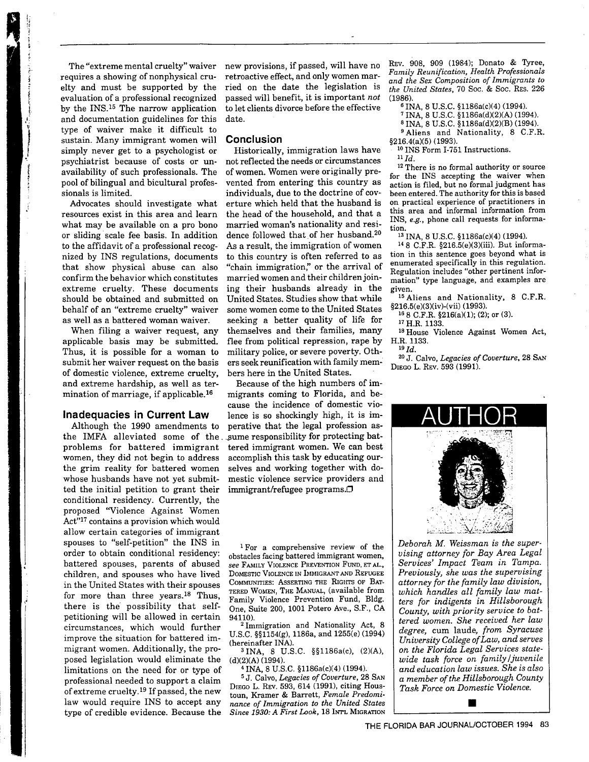The "extreme mental cruelty" waiver requires a showing of nonphysical cruelty and must be supported by the evaluation of a professional recognized by the INS.[15] The narrow application and documentation guidelines for this type of waiver make it difficult to sustain. Many immigrant women will simply never get to a psychologist or psychiatrist because of costs or unavailability of such professionals. The pool of bilingual and bicultural professionals is limited.

Advocates should investigate what resources exist in this area and learn what may be available on a pro bono or sliding scale fee basis. In addition to the affidavit of a professional recognized by INS regulations, documents that show physical abuse can also confirm the behavior which constitutes extreme cruelty. These documents should be obtained and submitted on behalf of an "extreme cruelty" waiver as well as a battered woman waiver.

When filing a waiver request, any applicable basis may be submitted. Thus, it is possible for a woman to submit her waiver request on the basis of domestic violence, extreme cruelty, and extreme hardship, as well as termination of marriage, if applicable.[16]

## Inadequacies in Current Law

Although the 1990 amendments to the IMFA alleviated some of the problems for battered immigrant women, they did not begin to address the grim reality for battered women whose husbands have not yet submitted the initial petition to grant their conditional residency. Currently, the proposed "Violence Against Women Act"[17] contains a provision which would allow certain categories of immigrant spouses to "self-petition" the INS in order to obtain conditional residency: battered spouses, parents of abused children, and spouses who have lived in the United States with their spouses for more than three years.[18] Thus, there is the possibility that self-petitioning will be allowed in certain circumstances, which would further improve the situation for battered immigrant women. Additionally, the proposed legislation would eliminate the limitations on the need for or type of professional needed to support a claim of extreme cruelty.[19] If passed, the new law would require INS to accept any type of credible evidence. Because the new provisions, if passed, will have no retroactive effect, and only women married on the date the legislation is passed will benefit, it is important *not* to let clients divorce before the effective date.

## Conclusion

Historically, immigration laws have not reflected the needs or circumstances of women. Women were originally prevented from entering this country as individuals, due to the doctrine of coverture which held that the husband is the head of the household, and that a married woman's nationality and residence followed that of her husband.[20] As a result, the immigration of women to this country is often referred to as "chain immigration," or the arrival of married women and their children joining their husbands already in the United States. Studies show that while some women come to the United States seeking a better quality of life for themselves and their families, many flee from political repression, rape by military police, or severe poverty. Others seek reunification with family members here in the United States.

Because of the high numbers of immigrants coming to Florida, and because the incidence of domestic violence is so shockingly high, it is imperative that the legal profession assume responsibility for protecting battered immigrant women. We can best accomplish this task by educating ourselves and working together with domestic violence service providers and immigrant/refugee programs.❑

---

[1] For a comprehensive review of the obstacles facing battered immigrant women, *see* Family Violence Prevention Fund, et al., Domestic Violence in Immigrant and Refugee Communities: Asserting the Rights of Battered Women, The Manual, (available from Family Violence Prevention Fund, Bldg. One, Suite 200, 1001 Potero Ave., S.F., CA 94110).

[2] Immigration and Nationality Act, 8 U.S.C. §§1154(g), 1186a, and 1255(e) (1994) (hereinafter INA).

[3] INA, 8 U.S.C. §§1186a(c), (2)(A), (d)(2)(A) (1994).

[4] INA, 8 U.S.C. §1186a(c)(4) (1994).

[5] J. Calvo, *Legacies of Coverture*, 28 San Diego L. Rev. 593, 614 (1991), citing Houstoun, Kramer & Barrett, *Female Predominance of Immigration to the United States Since 1930: A First Look*, 18 Int'l Migration Rev. 908, 909 (1984); Donato & Tyree, *Family Reunification, Health Professionals and the Sex Composition of Immigrants to the United States*, 70 Soc. & Soc. Res. 226 (1986).

[6] INA, 8 U.S.C. §1186a(c)(4) (1994).

[7] INA, 8 U.S.C. §1186a(d)(2)(A) (1994).

[8] INA, 8 U.S.C. §1186a(d)(2)(B) (1994).

[9] Aliens and Nationality, 8 C.F.R. §216.4(a)(5) (1993).

[10] INS Form I-751 Instructions.

[11] *Id.*

[12] There is no formal authority or source for the INS accepting the waiver when action is filed, but no formal judgment has been entered. The authority for this is based on practical experience of practitioners in this area and informal information from INS, *e.g.*, phone call requests for information.

[13] INA, 8 U.S.C. §1186a(c)(4) (1994).

[14] 8 C.F.R. §216.5(e)(3)(iii). But information in this sentence goes beyond what is enumerated specifically in this regulation. Regulation includes "other pertinent information" type language, and examples are given.

[15] Aliens and Nationality, 8 C.F.R. §216.5(e)(3)(iv)-(vii) (1993).

[16] 8 C.F.R. §216(a)(1); (2); or (3).

[17] H.R. 1133.

[18] House Violence Against Women Act, H.R. 1133.

[19] *Id.*

[20] J. Calvo, *Legacies of Coverture*, 28 San Diego L. Rev. 593 (1991).

---

## AUTHOR

*Deborah M. Weissman is the supervising attorney for Bay Area Legal Services' Impact Team in Tampa. Previously, she was the supervising attorney for the family law division, which handles all family law matters for indigents in Hillsborough County, with priority service to battered women. She received her law degree,* cum laude, *from Syracuse University College of Law, and serves on the Florida Legal Services statewide task force on family/juvenile and education law issues. She is also a member of the Hillsborough County Task Force on Domestic Violence.*